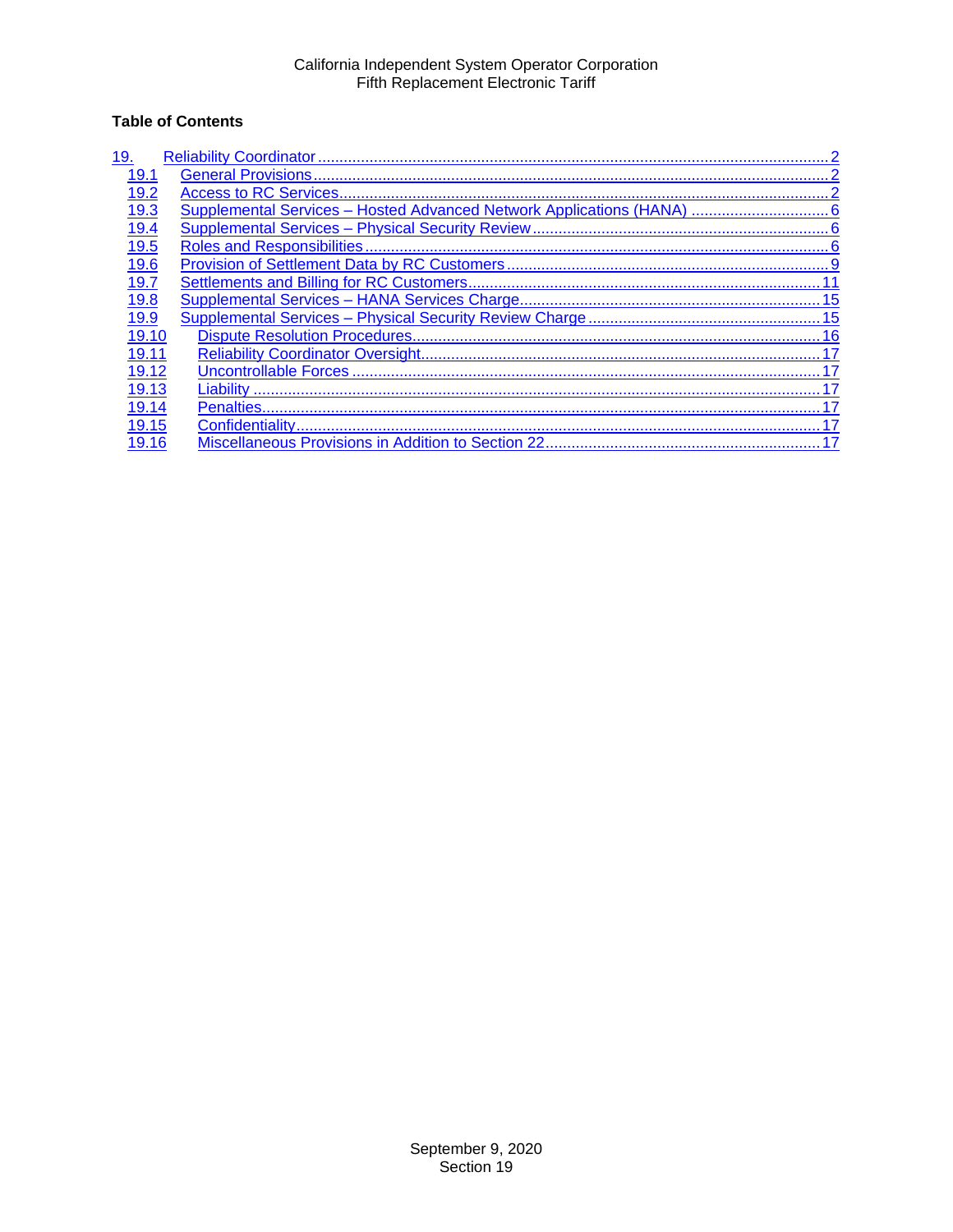California Independent System Operator Corporation
Fifth Replacement Electronic Tariff

**Table of Contents**

| | | |
|---|---|---|
| 19. | Reliability Coordinator | 2 |
| 19.1 | General Provisions | 2 |
| 19.2 | Access to RC Services | 2 |
| 19.3 | Supplemental Services – Hosted Advanced Network Applications (HANA) | 6 |
| 19.4 | Supplemental Services – Physical Security Review | 6 |
| 19.5 | Roles and Responsibilities | 6 |
| 19.6 | Provision of Settlement Data by RC Customers | 9 |
| 19.7 | Settlements and Billing for RC Customers | 11 |
| 19.8 | Supplemental Services – HANA Services Charge | 15 |
| 19.9 | Supplemental Services – Physical Security Review Charge | 15 |
| 19.10 | Dispute Resolution Procedures | 16 |
| 19.11 | Reliability Coordinator Oversight | 17 |
| 19.12 | Uncontrollable Forces | 17 |
| 19.13 | Liability | 17 |
| 19.14 | Penalties | 17 |
| 19.15 | Confidentiality | 17 |
| 19.16 | Miscellaneous Provisions in Addition to Section 22 | 17 |

September 9, 2020
Section 19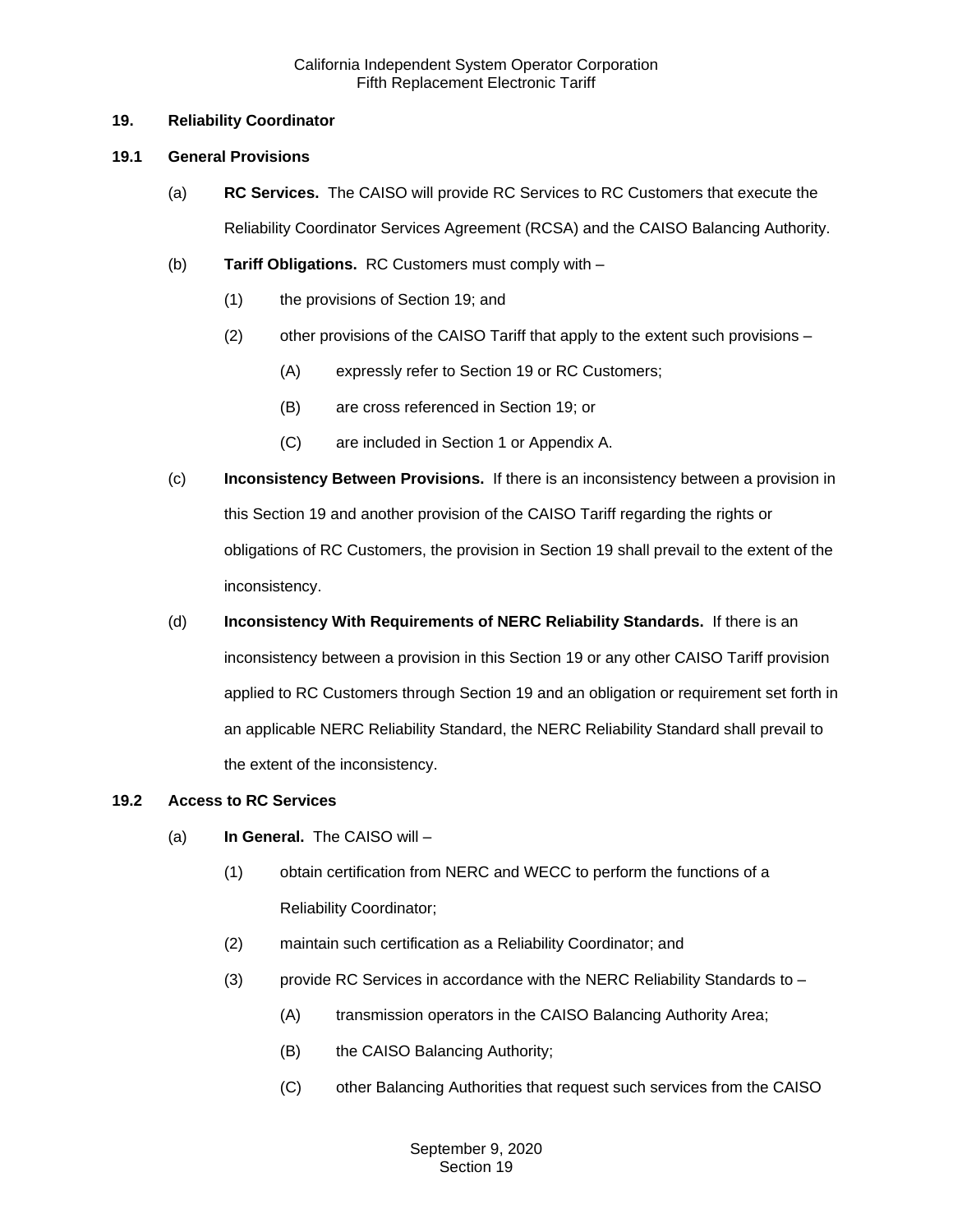## 19. Reliability Coordinator

### 19.1 General Provisions

(a) **RC Services.** The CAISO will provide RC Services to RC Customers that execute the Reliability Coordinator Services Agreement (RCSA) and the CAISO Balancing Authority.

(b) **Tariff Obligations.** RC Customers must comply with –

(1) the provisions of Section 19; and

(2) other provisions of the CAISO Tariff that apply to the extent such provisions –

(A) expressly refer to Section 19 or RC Customers;

(B) are cross referenced in Section 19; or

(C) are included in Section 1 or Appendix A.

(c) **Inconsistency Between Provisions.** If there is an inconsistency between a provision in this Section 19 and another provision of the CAISO Tariff regarding the rights or obligations of RC Customers, the provision in Section 19 shall prevail to the extent of the inconsistency.

(d) **Inconsistency With Requirements of NERC Reliability Standards.** If there is an inconsistency between a provision in this Section 19 or any other CAISO Tariff provision applied to RC Customers through Section 19 and an obligation or requirement set forth in an applicable NERC Reliability Standard, the NERC Reliability Standard shall prevail to the extent of the inconsistency.

### 19.2 Access to RC Services

(a) **In General.** The CAISO will –

(1) obtain certification from NERC and WECC to perform the functions of a Reliability Coordinator;

(2) maintain such certification as a Reliability Coordinator; and

(3) provide RC Services in accordance with the NERC Reliability Standards to –

(A) transmission operators in the CAISO Balancing Authority Area;

(B) the CAISO Balancing Authority;

(C) other Balancing Authorities that request such services from the CAISO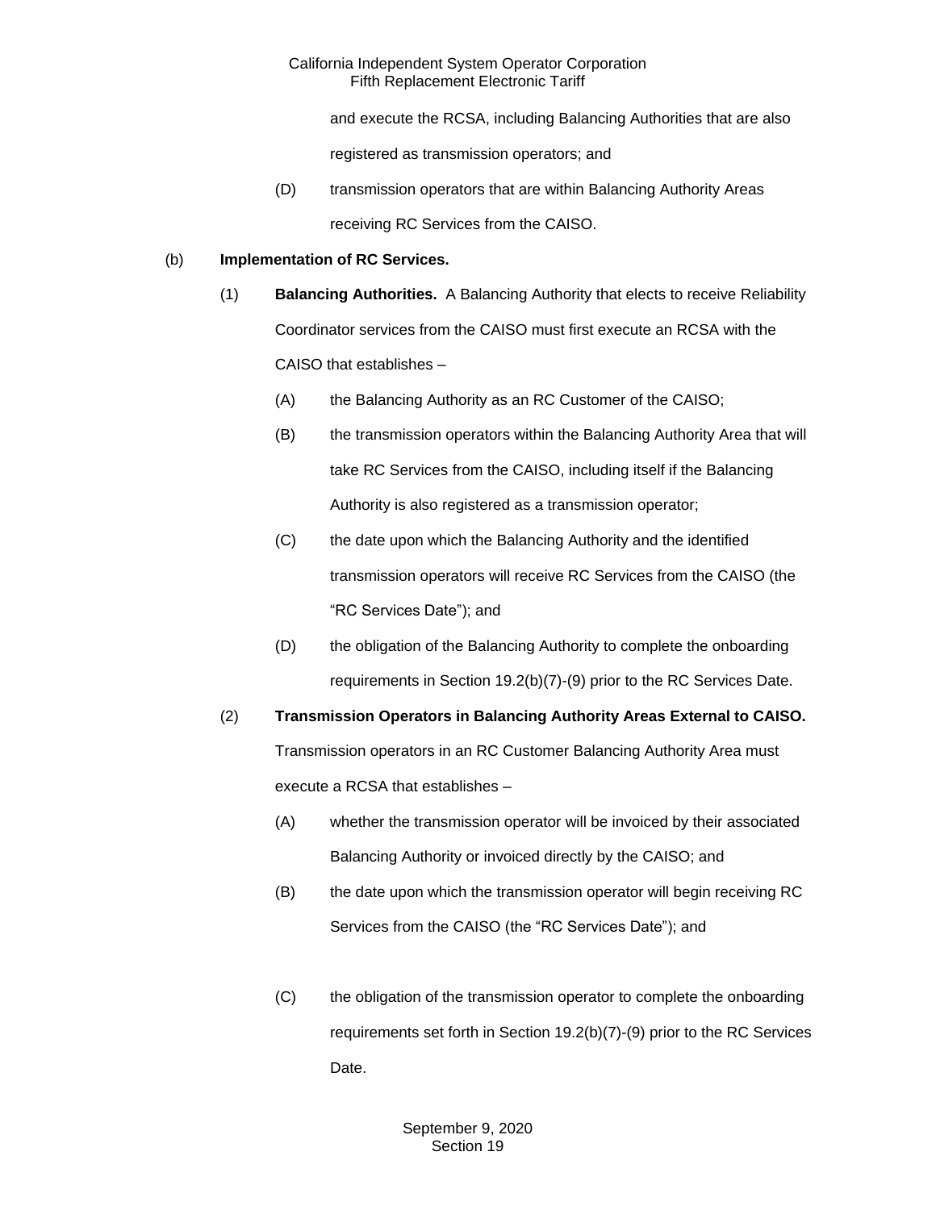and execute the RCSA, including Balancing Authorities that are also registered as transmission operators; and

(D) transmission operators that are within Balancing Authority Areas receiving RC Services from the CAISO.

(b) **Implementation of RC Services.**

(1) **Balancing Authorities.** A Balancing Authority that elects to receive Reliability Coordinator services from the CAISO must first execute an RCSA with the CAISO that establishes –

(A) the Balancing Authority as an RC Customer of the CAISO;

(B) the transmission operators within the Balancing Authority Area that will take RC Services from the CAISO, including itself if the Balancing Authority is also registered as a transmission operator;

(C) the date upon which the Balancing Authority and the identified transmission operators will receive RC Services from the CAISO (the "RC Services Date"); and

(D) the obligation of the Balancing Authority to complete the onboarding requirements in Section 19.2(b)(7)-(9) prior to the RC Services Date.

(2) **Transmission Operators in Balancing Authority Areas External to CAISO.** Transmission operators in an RC Customer Balancing Authority Area must execute a RCSA that establishes –

(A) whether the transmission operator will be invoiced by their associated Balancing Authority or invoiced directly by the CAISO; and

(B) the date upon which the transmission operator will begin receiving RC Services from the CAISO (the "RC Services Date"); and

(C) the obligation of the transmission operator to complete the onboarding requirements set forth in Section 19.2(b)(7)-(9) prior to the RC Services Date.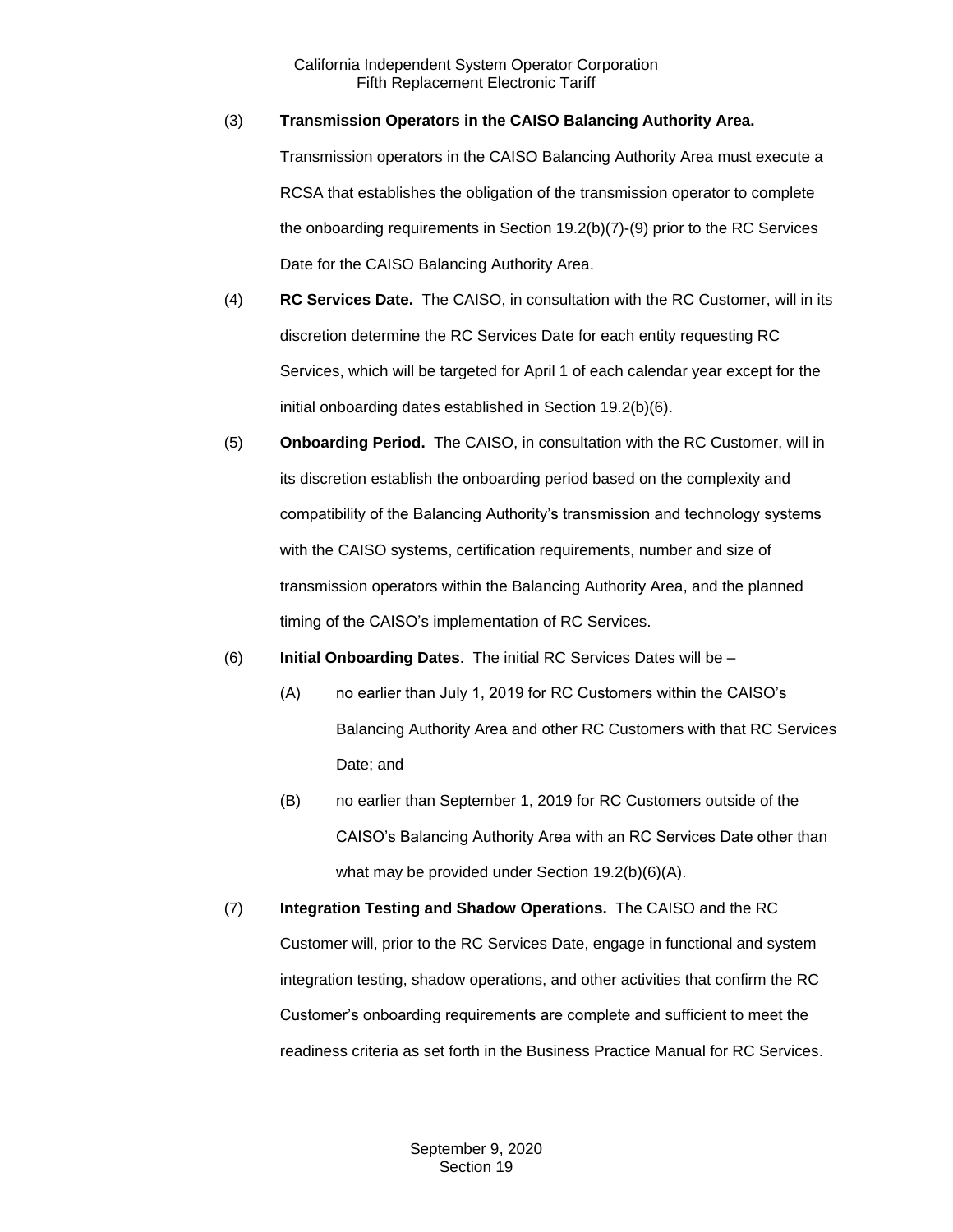(3) **Transmission Operators in the CAISO Balancing Authority Area.** Transmission operators in the CAISO Balancing Authority Area must execute a RCSA that establishes the obligation of the transmission operator to complete the onboarding requirements in Section 19.2(b)(7)-(9) prior to the RC Services Date for the CAISO Balancing Authority Area.

(4) **RC Services Date.** The CAISO, in consultation with the RC Customer, will in its discretion determine the RC Services Date for each entity requesting RC Services, which will be targeted for April 1 of each calendar year except for the initial onboarding dates established in Section 19.2(b)(6).

(5) **Onboarding Period.** The CAISO, in consultation with the RC Customer, will in its discretion establish the onboarding period based on the complexity and compatibility of the Balancing Authority's transmission and technology systems with the CAISO systems, certification requirements, number and size of transmission operators within the Balancing Authority Area, and the planned timing of the CAISO's implementation of RC Services.

(6) **Initial Onboarding Dates**. The initial RC Services Dates will be –

(A) no earlier than July 1, 2019 for RC Customers within the CAISO's Balancing Authority Area and other RC Customers with that RC Services Date; and

(B) no earlier than September 1, 2019 for RC Customers outside of the CAISO's Balancing Authority Area with an RC Services Date other than what may be provided under Section 19.2(b)(6)(A).

(7) **Integration Testing and Shadow Operations.** The CAISO and the RC Customer will, prior to the RC Services Date, engage in functional and system integration testing, shadow operations, and other activities that confirm the RC Customer's onboarding requirements are complete and sufficient to meet the readiness criteria as set forth in the Business Practice Manual for RC Services.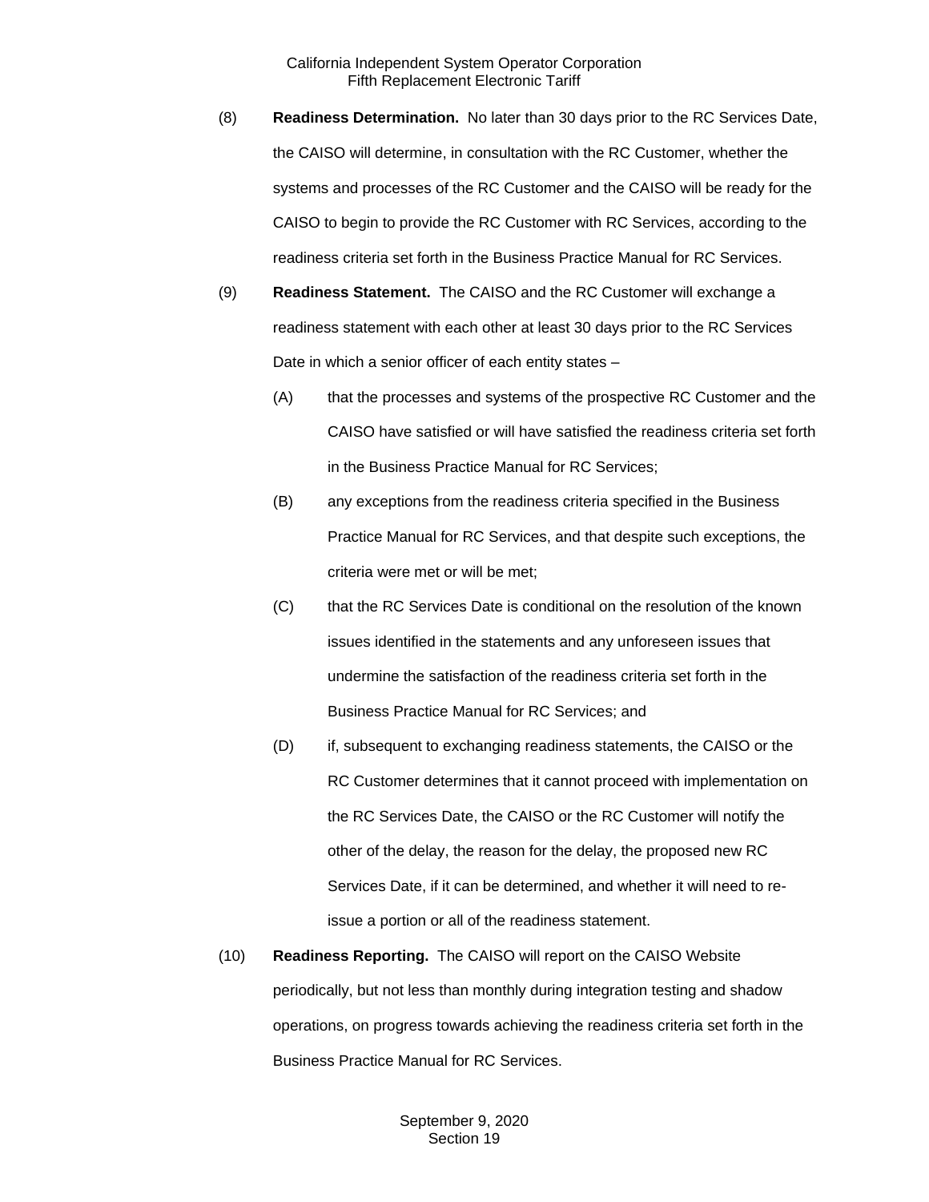(8) **Readiness Determination.** No later than 30 days prior to the RC Services Date, the CAISO will determine, in consultation with the RC Customer, whether the systems and processes of the RC Customer and the CAISO will be ready for the CAISO to begin to provide the RC Customer with RC Services, according to the readiness criteria set forth in the Business Practice Manual for RC Services.

(9) **Readiness Statement.** The CAISO and the RC Customer will exchange a readiness statement with each other at least 30 days prior to the RC Services Date in which a senior officer of each entity states –

(A) that the processes and systems of the prospective RC Customer and the CAISO have satisfied or will have satisfied the readiness criteria set forth in the Business Practice Manual for RC Services;

(B) any exceptions from the readiness criteria specified in the Business Practice Manual for RC Services, and that despite such exceptions, the criteria were met or will be met;

(C) that the RC Services Date is conditional on the resolution of the known issues identified in the statements and any unforeseen issues that undermine the satisfaction of the readiness criteria set forth in the Business Practice Manual for RC Services; and

(D) if, subsequent to exchanging readiness statements, the CAISO or the RC Customer determines that it cannot proceed with implementation on the RC Services Date, the CAISO or the RC Customer will notify the other of the delay, the reason for the delay, the proposed new RC Services Date, if it can be determined, and whether it will need to re-issue a portion or all of the readiness statement.

(10) **Readiness Reporting.** The CAISO will report on the CAISO Website periodically, but not less than monthly during integration testing and shadow operations, on progress towards achieving the readiness criteria set forth in the Business Practice Manual for RC Services.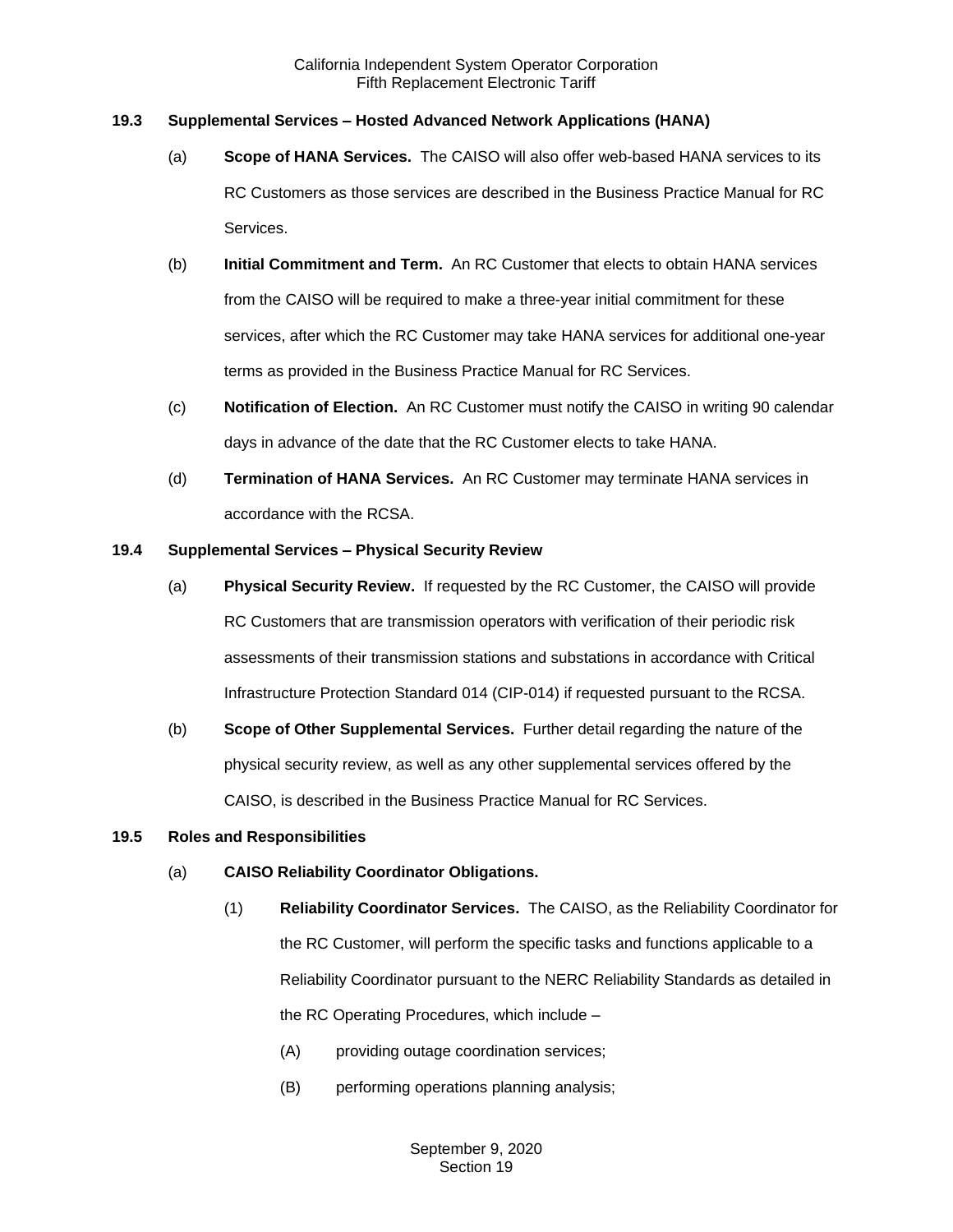### 19.3 Supplemental Services – Hosted Advanced Network Applications (HANA)

(a) **Scope of HANA Services.** The CAISO will also offer web-based HANA services to its RC Customers as those services are described in the Business Practice Manual for RC Services.

(b) **Initial Commitment and Term.** An RC Customer that elects to obtain HANA services from the CAISO will be required to make a three-year initial commitment for these services, after which the RC Customer may take HANA services for additional one-year terms as provided in the Business Practice Manual for RC Services.

(c) **Notification of Election.** An RC Customer must notify the CAISO in writing 90 calendar days in advance of the date that the RC Customer elects to take HANA.

(d) **Termination of HANA Services.** An RC Customer may terminate HANA services in accordance with the RCSA.

### 19.4 Supplemental Services – Physical Security Review

(a) **Physical Security Review.** If requested by the RC Customer, the CAISO will provide RC Customers that are transmission operators with verification of their periodic risk assessments of their transmission stations and substations in accordance with Critical Infrastructure Protection Standard 014 (CIP-014) if requested pursuant to the RCSA.

(b) **Scope of Other Supplemental Services.** Further detail regarding the nature of the physical security review, as well as any other supplemental services offered by the CAISO, is described in the Business Practice Manual for RC Services.

### 19.5 Roles and Responsibilities

(a) **CAISO Reliability Coordinator Obligations.**

(1) **Reliability Coordinator Services.** The CAISO, as the Reliability Coordinator for the RC Customer, will perform the specific tasks and functions applicable to a Reliability Coordinator pursuant to the NERC Reliability Standards as detailed in the RC Operating Procedures, which include –

(A) providing outage coordination services;

(B) performing operations planning analysis;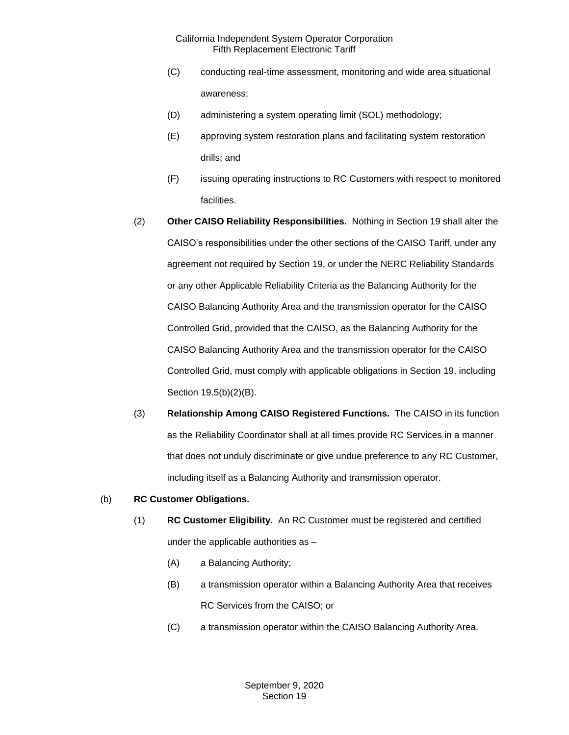(C) conducting real-time assessment, monitoring and wide area situational awareness;

(D) administering a system operating limit (SOL) methodology;

(E) approving system restoration plans and facilitating system restoration drills; and

(F) issuing operating instructions to RC Customers with respect to monitored facilities.

(2) **Other CAISO Reliability Responsibilities.** Nothing in Section 19 shall alter the CAISO's responsibilities under the other sections of the CAISO Tariff, under any agreement not required by Section 19, or under the NERC Reliability Standards or any other Applicable Reliability Criteria as the Balancing Authority for the CAISO Balancing Authority Area and the transmission operator for the CAISO Controlled Grid, provided that the CAISO, as the Balancing Authority for the CAISO Balancing Authority Area and the transmission operator for the CAISO Controlled Grid, must comply with applicable obligations in Section 19, including Section 19.5(b)(2)(B).

(3) **Relationship Among CAISO Registered Functions.** The CAISO in its function as the Reliability Coordinator shall at all times provide RC Services in a manner that does not unduly discriminate or give undue preference to any RC Customer, including itself as a Balancing Authority and transmission operator.

(b) **RC Customer Obligations.**

(1) **RC Customer Eligibility.** An RC Customer must be registered and certified under the applicable authorities as –

(A) a Balancing Authority;

(B) a transmission operator within a Balancing Authority Area that receives RC Services from the CAISO; or

(C) a transmission operator within the CAISO Balancing Authority Area.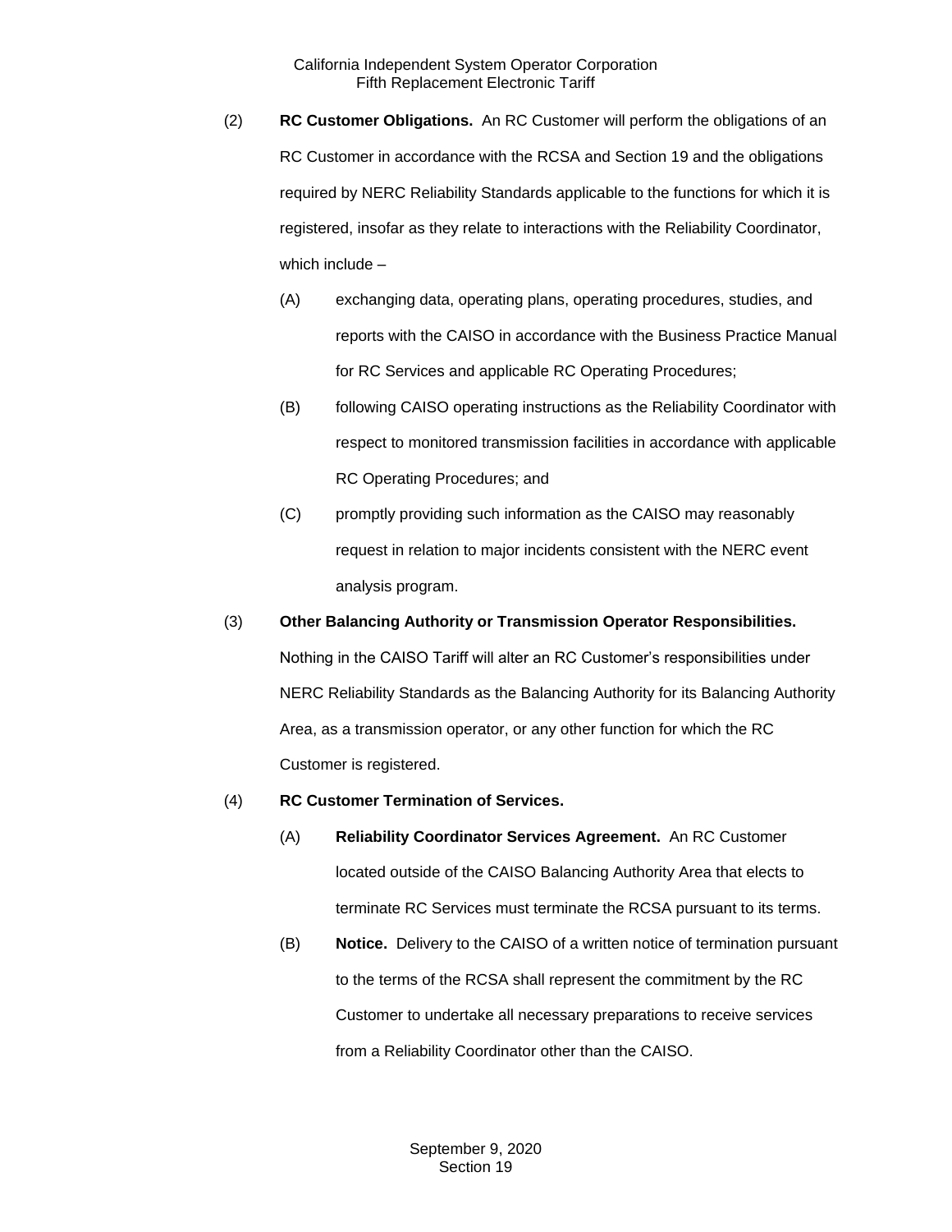(2) **RC Customer Obligations.** An RC Customer will perform the obligations of an RC Customer in accordance with the RCSA and Section 19 and the obligations required by NERC Reliability Standards applicable to the functions for which it is registered, insofar as they relate to interactions with the Reliability Coordinator, which include –

(A) exchanging data, operating plans, operating procedures, studies, and reports with the CAISO in accordance with the Business Practice Manual for RC Services and applicable RC Operating Procedures;

(B) following CAISO operating instructions as the Reliability Coordinator with respect to monitored transmission facilities in accordance with applicable RC Operating Procedures; and

(C) promptly providing such information as the CAISO may reasonably request in relation to major incidents consistent with the NERC event analysis program.

(3) **Other Balancing Authority or Transmission Operator Responsibilities.** Nothing in the CAISO Tariff will alter an RC Customer's responsibilities under NERC Reliability Standards as the Balancing Authority for its Balancing Authority Area, as a transmission operator, or any other function for which the RC Customer is registered.

(4) **RC Customer Termination of Services.**

(A) **Reliability Coordinator Services Agreement.** An RC Customer located outside of the CAISO Balancing Authority Area that elects to terminate RC Services must terminate the RCSA pursuant to its terms.

(B) **Notice.** Delivery to the CAISO of a written notice of termination pursuant to the terms of the RCSA shall represent the commitment by the RC Customer to undertake all necessary preparations to receive services from a Reliability Coordinator other than the CAISO.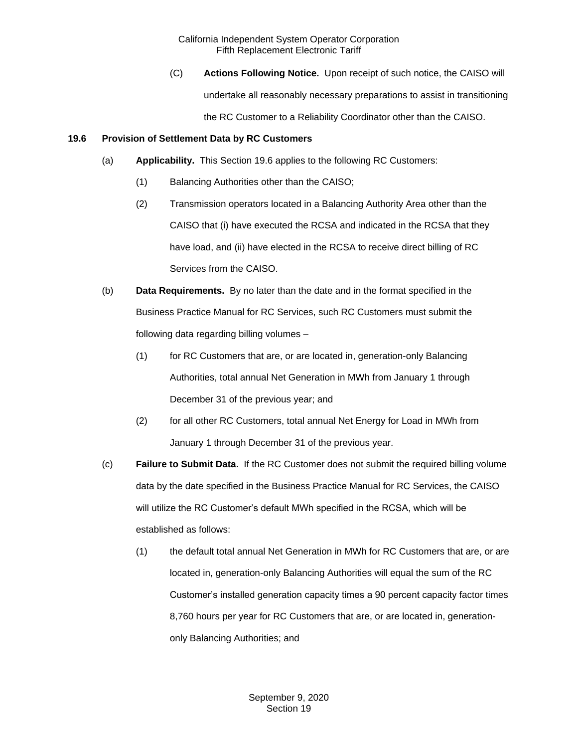(C) **Actions Following Notice.** Upon receipt of such notice, the CAISO will undertake all reasonably necessary preparations to assist in transitioning the RC Customer to a Reliability Coordinator other than the CAISO.

**19.6 Provision of Settlement Data by RC Customers**

(a) **Applicability.** This Section 19.6 applies to the following RC Customers:

(1) Balancing Authorities other than the CAISO;

(2) Transmission operators located in a Balancing Authority Area other than the CAISO that (i) have executed the RCSA and indicated in the RCSA that they have load, and (ii) have elected in the RCSA to receive direct billing of RC Services from the CAISO.

(b) **Data Requirements.** By no later than the date and in the format specified in the Business Practice Manual for RC Services, such RC Customers must submit the following data regarding billing volumes –

(1) for RC Customers that are, or are located in, generation-only Balancing Authorities, total annual Net Generation in MWh from January 1 through December 31 of the previous year; and

(2) for all other RC Customers, total annual Net Energy for Load in MWh from January 1 through December 31 of the previous year.

(c) **Failure to Submit Data.** If the RC Customer does not submit the required billing volume data by the date specified in the Business Practice Manual for RC Services, the CAISO will utilize the RC Customer's default MWh specified in the RCSA, which will be established as follows:

(1) the default total annual Net Generation in MWh for RC Customers that are, or are located in, generation-only Balancing Authorities will equal the sum of the RC Customer's installed generation capacity times a 90 percent capacity factor times 8,760 hours per year for RC Customers that are, or are located in, generation-only Balancing Authorities; and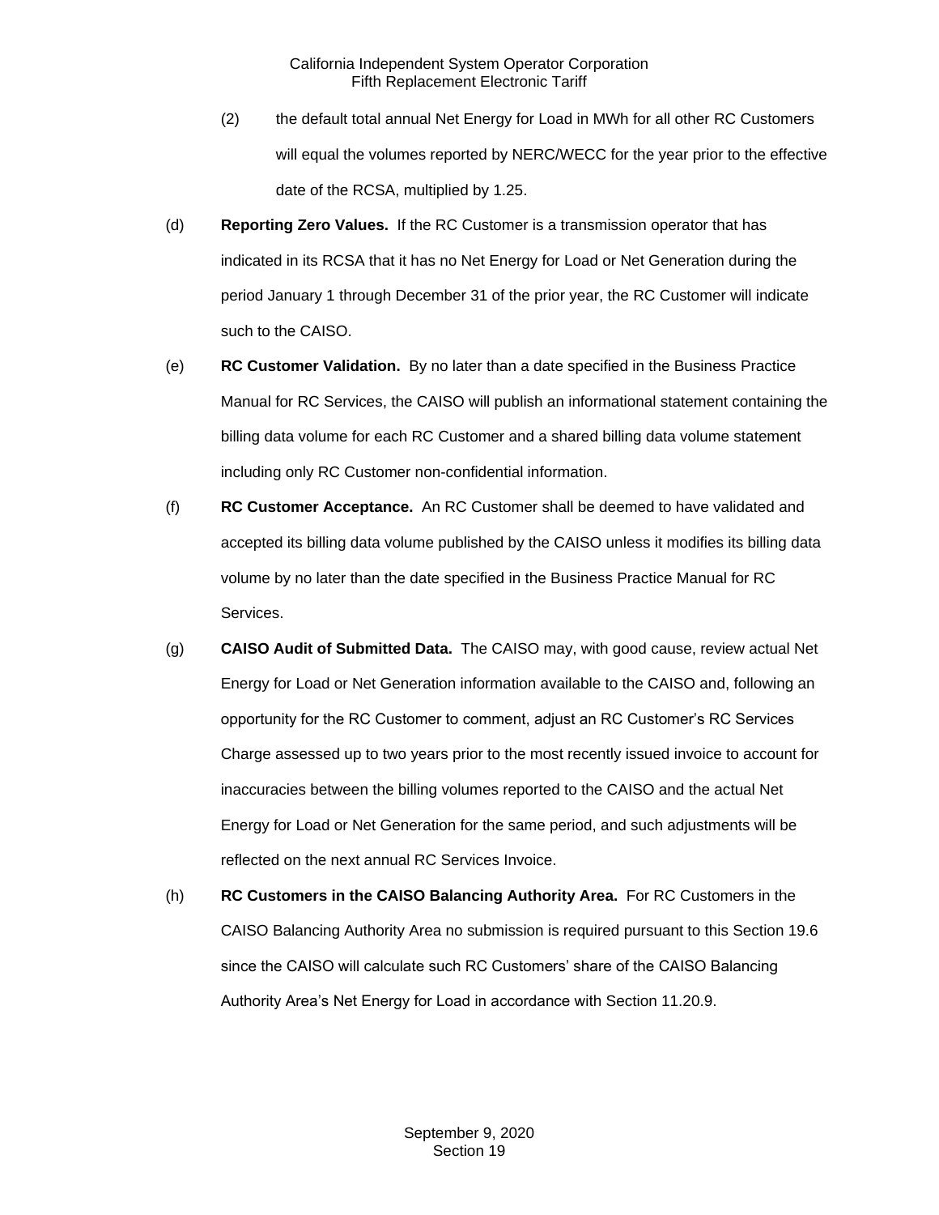(2) the default total annual Net Energy for Load in MWh for all other RC Customers will equal the volumes reported by NERC/WECC for the year prior to the effective date of the RCSA, multiplied by 1.25.

(d) **Reporting Zero Values.** If the RC Customer is a transmission operator that has indicated in its RCSA that it has no Net Energy for Load or Net Generation during the period January 1 through December 31 of the prior year, the RC Customer will indicate such to the CAISO.

(e) **RC Customer Validation.** By no later than a date specified in the Business Practice Manual for RC Services, the CAISO will publish an informational statement containing the billing data volume for each RC Customer and a shared billing data volume statement including only RC Customer non-confidential information.

(f) **RC Customer Acceptance.** An RC Customer shall be deemed to have validated and accepted its billing data volume published by the CAISO unless it modifies its billing data volume by no later than the date specified in the Business Practice Manual for RC Services.

(g) **CAISO Audit of Submitted Data.** The CAISO may, with good cause, review actual Net Energy for Load or Net Generation information available to the CAISO and, following an opportunity for the RC Customer to comment, adjust an RC Customer's RC Services Charge assessed up to two years prior to the most recently issued invoice to account for inaccuracies between the billing volumes reported to the CAISO and the actual Net Energy for Load or Net Generation for the same period, and such adjustments will be reflected on the next annual RC Services Invoice.

(h) **RC Customers in the CAISO Balancing Authority Area.** For RC Customers in the CAISO Balancing Authority Area no submission is required pursuant to this Section 19.6 since the CAISO will calculate such RC Customers' share of the CAISO Balancing Authority Area's Net Energy for Load in accordance with Section 11.20.9.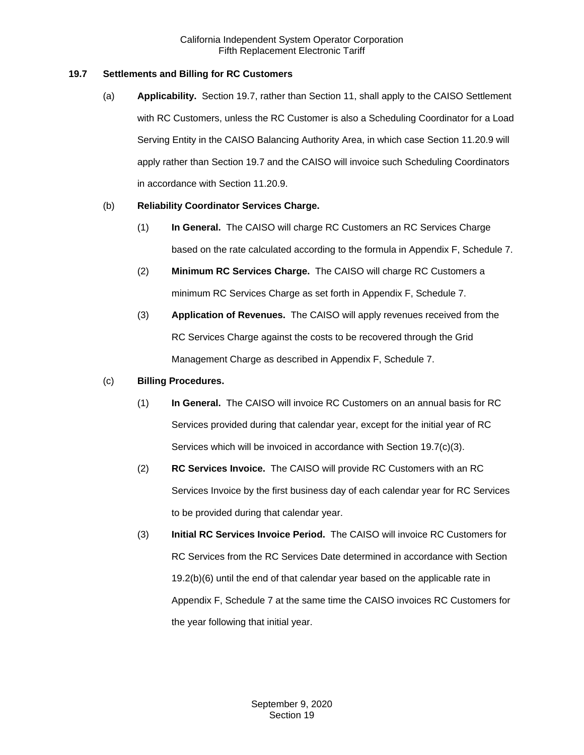### 19.7 Settlements and Billing for RC Customers

(a) **Applicability.** Section 19.7, rather than Section 11, shall apply to the CAISO Settlement with RC Customers, unless the RC Customer is also a Scheduling Coordinator for a Load Serving Entity in the CAISO Balancing Authority Area, in which case Section 11.20.9 will apply rather than Section 19.7 and the CAISO will invoice such Scheduling Coordinators in accordance with Section 11.20.9.

(b) **Reliability Coordinator Services Charge.**

(1) **In General.** The CAISO will charge RC Customers an RC Services Charge based on the rate calculated according to the formula in Appendix F, Schedule 7.

(2) **Minimum RC Services Charge.** The CAISO will charge RC Customers a minimum RC Services Charge as set forth in Appendix F, Schedule 7.

(3) **Application of Revenues.** The CAISO will apply revenues received from the RC Services Charge against the costs to be recovered through the Grid Management Charge as described in Appendix F, Schedule 7.

(c) **Billing Procedures.**

(1) **In General.** The CAISO will invoice RC Customers on an annual basis for RC Services provided during that calendar year, except for the initial year of RC Services which will be invoiced in accordance with Section 19.7(c)(3).

(2) **RC Services Invoice.** The CAISO will provide RC Customers with an RC Services Invoice by the first business day of each calendar year for RC Services to be provided during that calendar year.

(3) **Initial RC Services Invoice Period.** The CAISO will invoice RC Customers for RC Services from the RC Services Date determined in accordance with Section 19.2(b)(6) until the end of that calendar year based on the applicable rate in Appendix F, Schedule 7 at the same time the CAISO invoices RC Customers for the year following that initial year.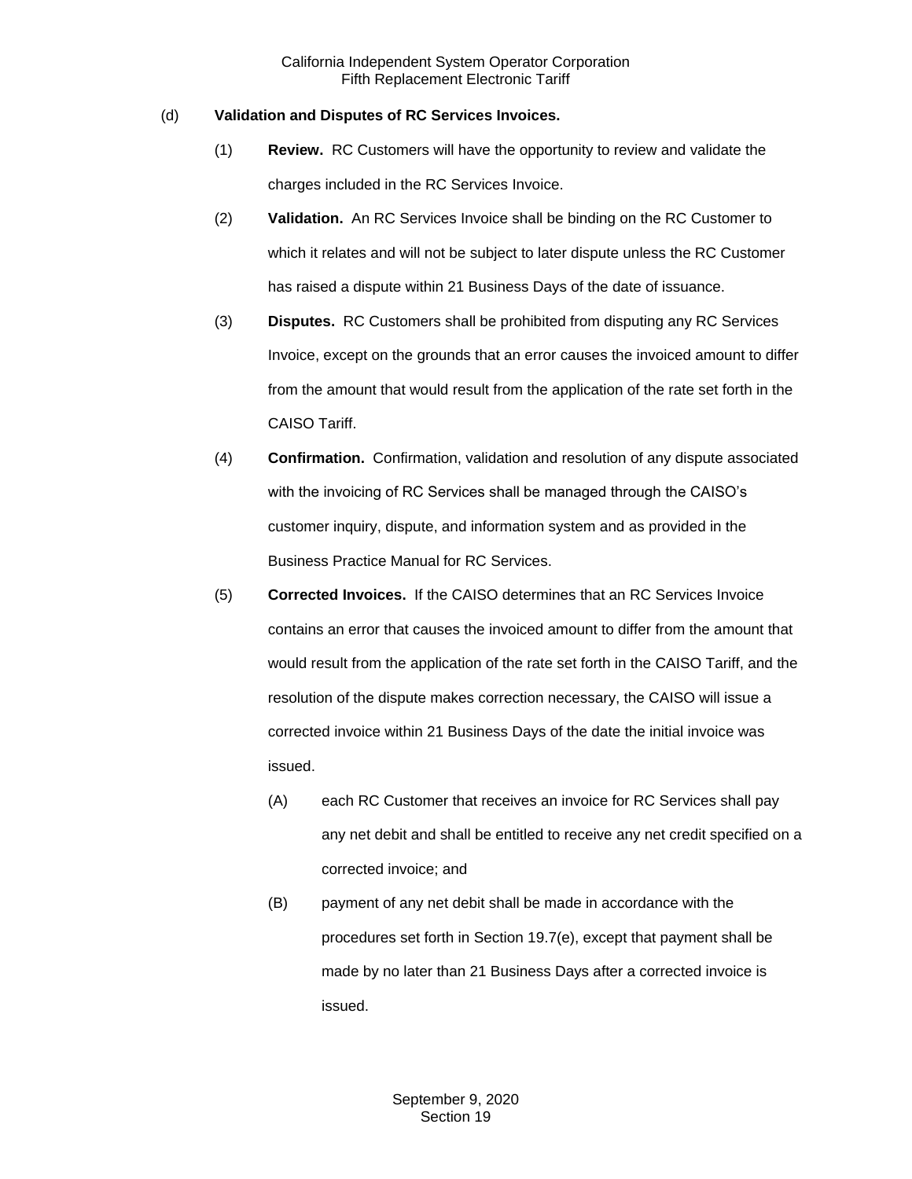(d) **Validation and Disputes of RC Services Invoices.**

(1) **Review.** RC Customers will have the opportunity to review and validate the charges included in the RC Services Invoice.

(2) **Validation.** An RC Services Invoice shall be binding on the RC Customer to which it relates and will not be subject to later dispute unless the RC Customer has raised a dispute within 21 Business Days of the date of issuance.

(3) **Disputes.** RC Customers shall be prohibited from disputing any RC Services Invoice, except on the grounds that an error causes the invoiced amount to differ from the amount that would result from the application of the rate set forth in the CAISO Tariff.

(4) **Confirmation.** Confirmation, validation and resolution of any dispute associated with the invoicing of RC Services shall be managed through the CAISO's customer inquiry, dispute, and information system and as provided in the Business Practice Manual for RC Services.

(5) **Corrected Invoices.** If the CAISO determines that an RC Services Invoice contains an error that causes the invoiced amount to differ from the amount that would result from the application of the rate set forth in the CAISO Tariff, and the resolution of the dispute makes correction necessary, the CAISO will issue a corrected invoice within 21 Business Days of the date the initial invoice was issued.

(A) each RC Customer that receives an invoice for RC Services shall pay any net debit and shall be entitled to receive any net credit specified on a corrected invoice; and

(B) payment of any net debit shall be made in accordance with the procedures set forth in Section 19.7(e), except that payment shall be made by no later than 21 Business Days after a corrected invoice is issued.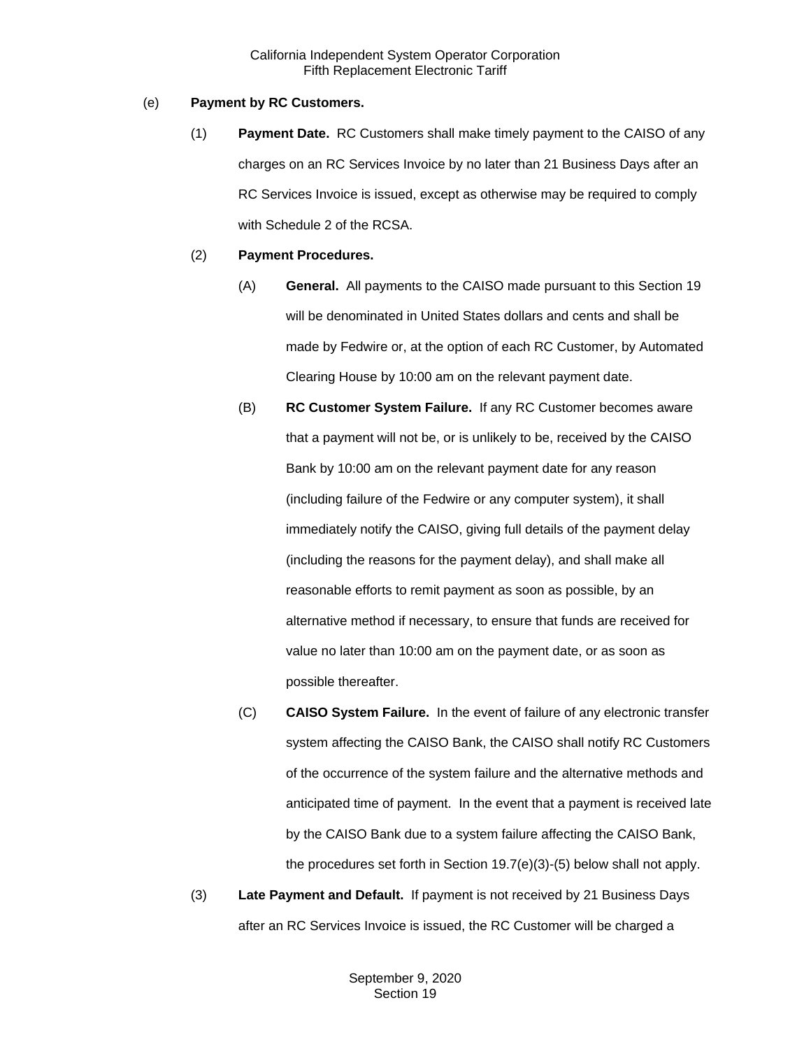(e) **Payment by RC Customers.**

(1) **Payment Date.** RC Customers shall make timely payment to the CAISO of any charges on an RC Services Invoice by no later than 21 Business Days after an RC Services Invoice is issued, except as otherwise may be required to comply with Schedule 2 of the RCSA.

(2) **Payment Procedures.**

(A) **General.** All payments to the CAISO made pursuant to this Section 19 will be denominated in United States dollars and cents and shall be made by Fedwire or, at the option of each RC Customer, by Automated Clearing House by 10:00 am on the relevant payment date.

(B) **RC Customer System Failure.** If any RC Customer becomes aware that a payment will not be, or is unlikely to be, received by the CAISO Bank by 10:00 am on the relevant payment date for any reason (including failure of the Fedwire or any computer system), it shall immediately notify the CAISO, giving full details of the payment delay (including the reasons for the payment delay), and shall make all reasonable efforts to remit payment as soon as possible, by an alternative method if necessary, to ensure that funds are received for value no later than 10:00 am on the payment date, or as soon as possible thereafter.

(C) **CAISO System Failure.** In the event of failure of any electronic transfer system affecting the CAISO Bank, the CAISO shall notify RC Customers of the occurrence of the system failure and the alternative methods and anticipated time of payment. In the event that a payment is received late by the CAISO Bank due to a system failure affecting the CAISO Bank, the procedures set forth in Section 19.7(e)(3)-(5) below shall not apply.

(3) **Late Payment and Default.** If payment is not received by 21 Business Days after an RC Services Invoice is issued, the RC Customer will be charged a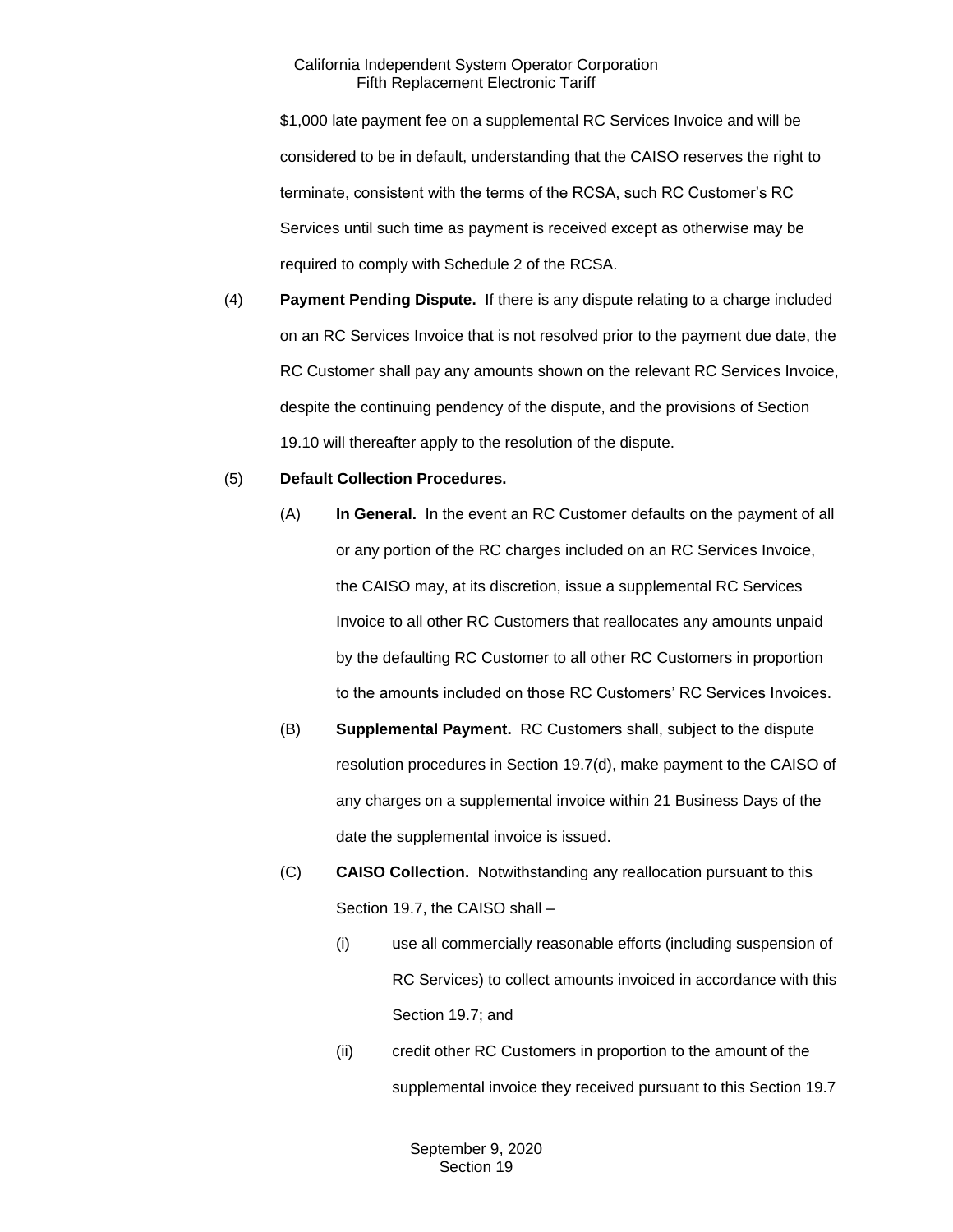$1,000 late payment fee on a supplemental RC Services Invoice and will be considered to be in default, understanding that the CAISO reserves the right to terminate, consistent with the terms of the RCSA, such RC Customer's RC Services until such time as payment is received except as otherwise may be required to comply with Schedule 2 of the RCSA.

(4) **Payment Pending Dispute.** If there is any dispute relating to a charge included on an RC Services Invoice that is not resolved prior to the payment due date, the RC Customer shall pay any amounts shown on the relevant RC Services Invoice, despite the continuing pendency of the dispute, and the provisions of Section 19.10 will thereafter apply to the resolution of the dispute.

(5) **Default Collection Procedures.**

(A) **In General.** In the event an RC Customer defaults on the payment of all or any portion of the RC charges included on an RC Services Invoice, the CAISO may, at its discretion, issue a supplemental RC Services Invoice to all other RC Customers that reallocates any amounts unpaid by the defaulting RC Customer to all other RC Customers in proportion to the amounts included on those RC Customers' RC Services Invoices.

(B) **Supplemental Payment.** RC Customers shall, subject to the dispute resolution procedures in Section 19.7(d), make payment to the CAISO of any charges on a supplemental invoice within 21 Business Days of the date the supplemental invoice is issued.

(C) **CAISO Collection.** Notwithstanding any reallocation pursuant to this Section 19.7, the CAISO shall –

(i) use all commercially reasonable efforts (including suspension of RC Services) to collect amounts invoiced in accordance with this Section 19.7; and

(ii) credit other RC Customers in proportion to the amount of the supplemental invoice they received pursuant to this Section 19.7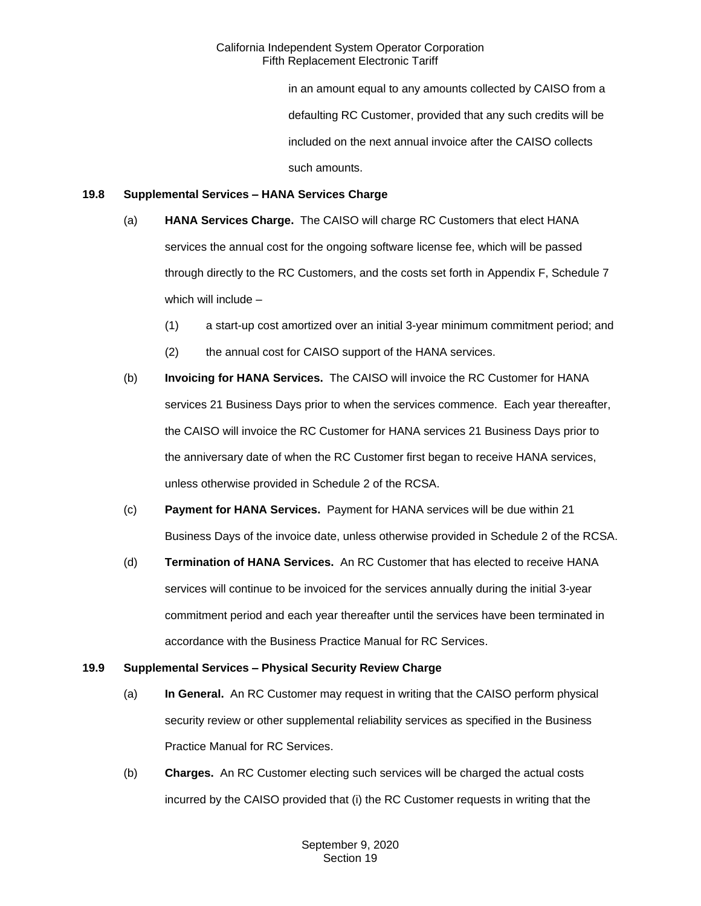in an amount equal to any amounts collected by CAISO from a defaulting RC Customer, provided that any such credits will be included on the next annual invoice after the CAISO collects such amounts.

**19.8 Supplemental Services – HANA Services Charge**

(a) **HANA Services Charge.** The CAISO will charge RC Customers that elect HANA services the annual cost for the ongoing software license fee, which will be passed through directly to the RC Customers, and the costs set forth in Appendix F, Schedule 7 which will include –

(1) a start-up cost amortized over an initial 3-year minimum commitment period; and

(2) the annual cost for CAISO support of the HANA services.

(b) **Invoicing for HANA Services.** The CAISO will invoice the RC Customer for HANA services 21 Business Days prior to when the services commence. Each year thereafter, the CAISO will invoice the RC Customer for HANA services 21 Business Days prior to the anniversary date of when the RC Customer first began to receive HANA services, unless otherwise provided in Schedule 2 of the RCSA.

(c) **Payment for HANA Services.** Payment for HANA services will be due within 21 Business Days of the invoice date, unless otherwise provided in Schedule 2 of the RCSA.

(d) **Termination of HANA Services.** An RC Customer that has elected to receive HANA services will continue to be invoiced for the services annually during the initial 3-year commitment period and each year thereafter until the services have been terminated in accordance with the Business Practice Manual for RC Services.

**19.9 Supplemental Services – Physical Security Review Charge**

(a) **In General.** An RC Customer may request in writing that the CAISO perform physical security review or other supplemental reliability services as specified in the Business Practice Manual for RC Services.

(b) **Charges.** An RC Customer electing such services will be charged the actual costs incurred by the CAISO provided that (i) the RC Customer requests in writing that the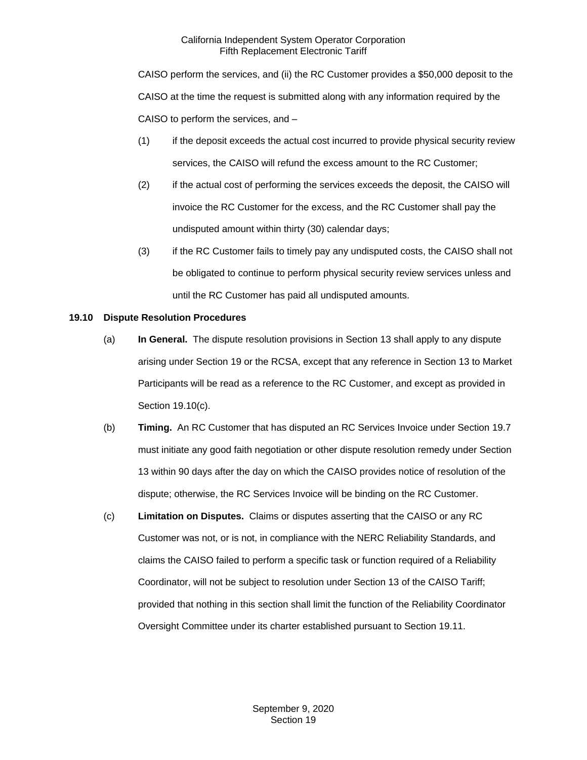CAISO perform the services, and (ii) the RC Customer provides a $50,000 deposit to the CAISO at the time the request is submitted along with any information required by the CAISO to perform the services, and –

(1) if the deposit exceeds the actual cost incurred to provide physical security review services, the CAISO will refund the excess amount to the RC Customer;

(2) if the actual cost of performing the services exceeds the deposit, the CAISO will invoice the RC Customer for the excess, and the RC Customer shall pay the undisputed amount within thirty (30) calendar days;

(3) if the RC Customer fails to timely pay any undisputed costs, the CAISO shall not be obligated to continue to perform physical security review services unless and until the RC Customer has paid all undisputed amounts.

**19.10 Dispute Resolution Procedures**

(a) **In General.** The dispute resolution provisions in Section 13 shall apply to any dispute arising under Section 19 or the RCSA, except that any reference in Section 13 to Market Participants will be read as a reference to the RC Customer, and except as provided in Section 19.10(c).

(b) **Timing.** An RC Customer that has disputed an RC Services Invoice under Section 19.7 must initiate any good faith negotiation or other dispute resolution remedy under Section 13 within 90 days after the day on which the CAISO provides notice of resolution of the dispute; otherwise, the RC Services Invoice will be binding on the RC Customer.

(c) **Limitation on Disputes.** Claims or disputes asserting that the CAISO or any RC Customer was not, or is not, in compliance with the NERC Reliability Standards, and claims the CAISO failed to perform a specific task or function required of a Reliability Coordinator, will not be subject to resolution under Section 13 of the CAISO Tariff; provided that nothing in this section shall limit the function of the Reliability Coordinator Oversight Committee under its charter established pursuant to Section 19.11.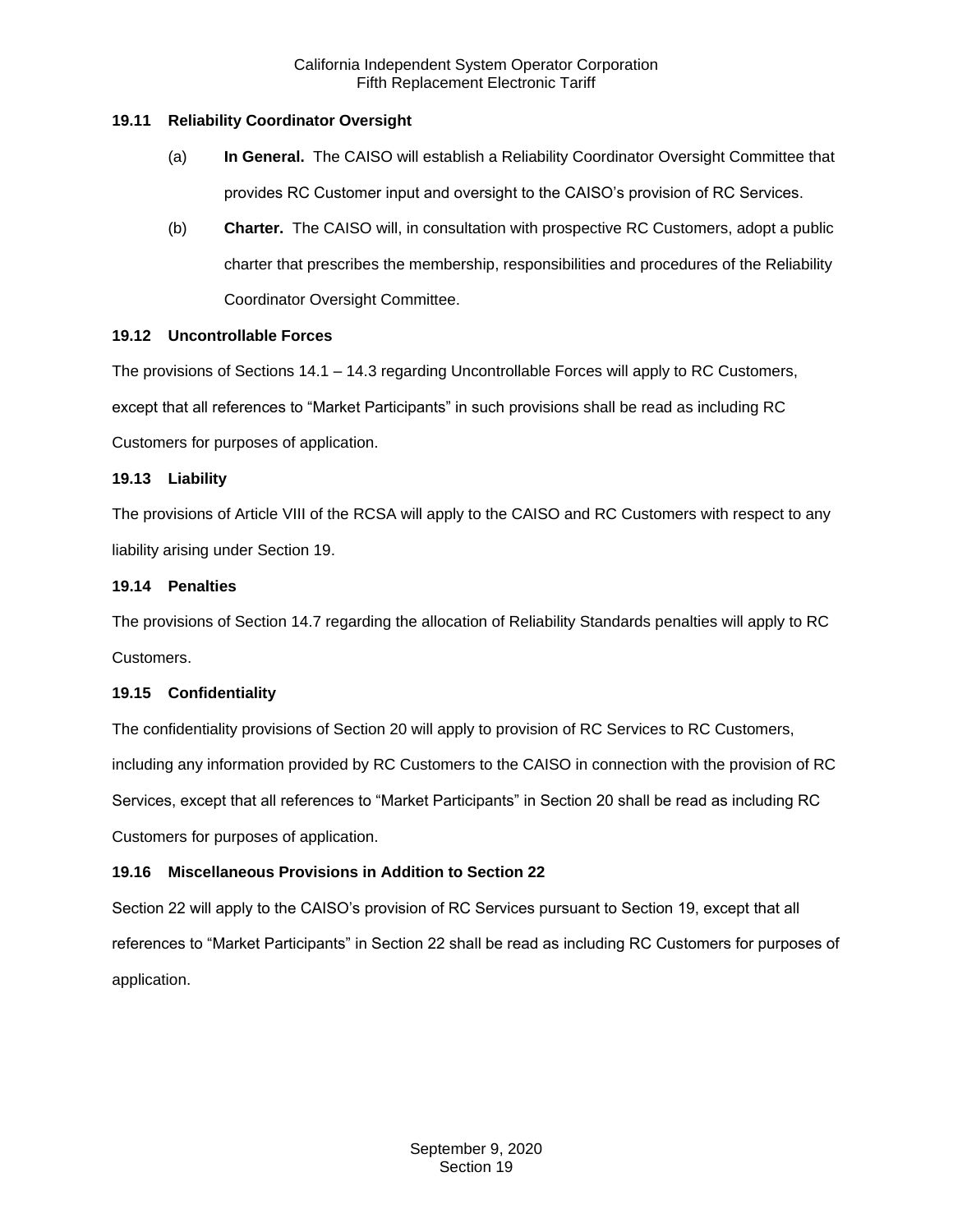### 19.11 Reliability Coordinator Oversight

(a) **In General.** The CAISO will establish a Reliability Coordinator Oversight Committee that provides RC Customer input and oversight to the CAISO's provision of RC Services.

(b) **Charter.** The CAISO will, in consultation with prospective RC Customers, adopt a public charter that prescribes the membership, responsibilities and procedures of the Reliability Coordinator Oversight Committee.

### 19.12 Uncontrollable Forces

The provisions of Sections 14.1 – 14.3 regarding Uncontrollable Forces will apply to RC Customers, except that all references to "Market Participants" in such provisions shall be read as including RC Customers for purposes of application.

### 19.13 Liability

The provisions of Article VIII of the RCSA will apply to the CAISO and RC Customers with respect to any liability arising under Section 19.

### 19.14 Penalties

The provisions of Section 14.7 regarding the allocation of Reliability Standards penalties will apply to RC Customers.

### 19.15 Confidentiality

The confidentiality provisions of Section 20 will apply to provision of RC Services to RC Customers, including any information provided by RC Customers to the CAISO in connection with the provision of RC Services, except that all references to "Market Participants" in Section 20 shall be read as including RC Customers for purposes of application.

### 19.16 Miscellaneous Provisions in Addition to Section 22

Section 22 will apply to the CAISO's provision of RC Services pursuant to Section 19, except that all references to "Market Participants" in Section 22 shall be read as including RC Customers for purposes of application.